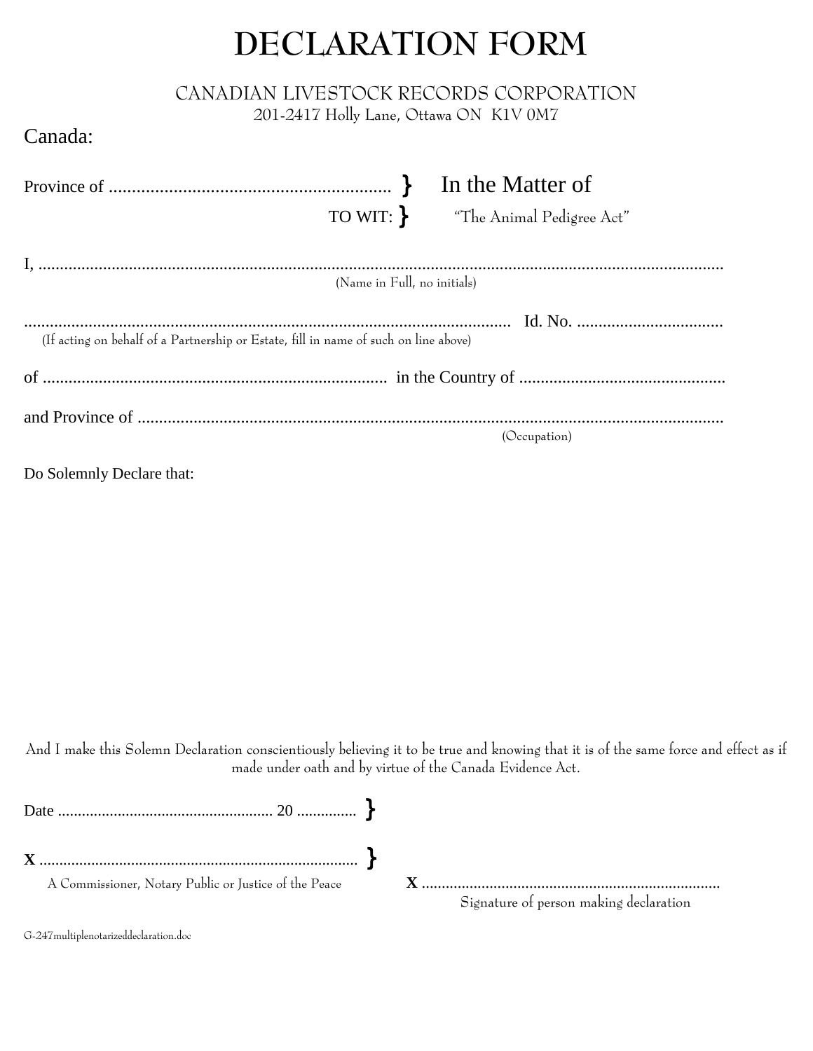# DECLARATION FORM

CANADIAN LIVESTOCK RECORDS CORPORATION
201-2417 Holly Lane, Ottawa ON K1V 0M7

Canada:

Province of ............................................................. } In the Matter of
TO WIT: } "The Animal Pedigree Act"

I, ..................................................................................................................................................
(Name in Full, no initials)

.................................................................................................................. Id. No. ..................................
(If acting on behalf of a Partnership or Estate, fill in name of such on line above)

of ................................................................................ in the Country of ................................................

and Province of .........................................................................................................................
(Occupation)

Do Solemnly Declare that:

And I make this Solemn Declaration conscientiously believing it to be true and knowing that it is of the same force and effect as if made under oath and by virtue of the Canada Evidence Act.

Date ...................................................... 20 ............... }

**X** ............................................................................... }
A Commissioner, Notary Public or Justice of the Peace

**X** ..........................................................................
Signature of person making declaration

G-247multiplenotarizeddeclaration.doc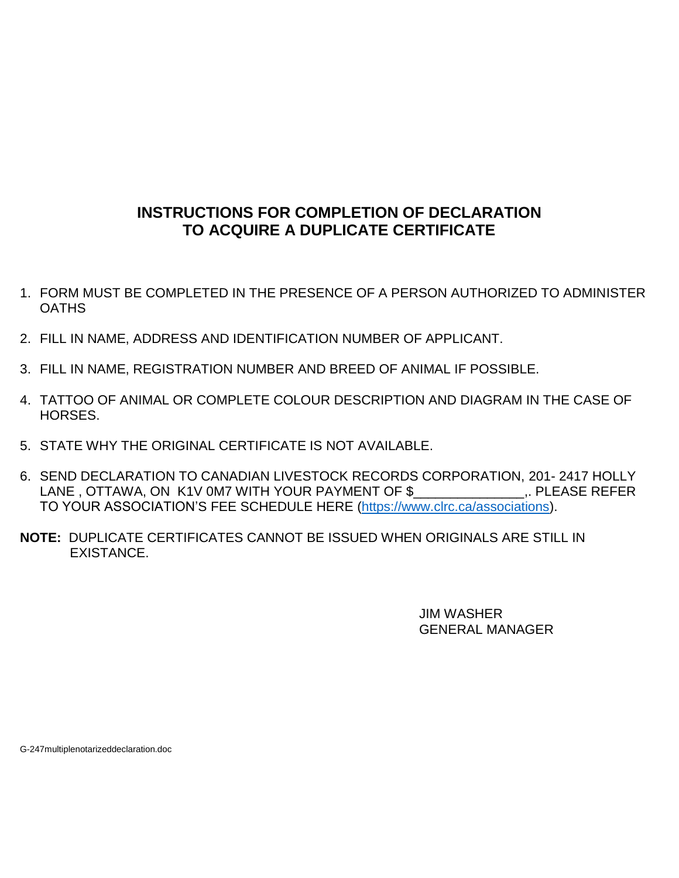# INSTRUCTIONS FOR COMPLETION OF DECLARATION TO ACQUIRE A DUPLICATE CERTIFICATE

1. FORM MUST BE COMPLETED IN THE PRESENCE OF A PERSON AUTHORIZED TO ADMINISTER OATHS
2. FILL IN NAME, ADDRESS AND IDENTIFICATION NUMBER OF APPLICANT.
3. FILL IN NAME, REGISTRATION NUMBER AND BREED OF ANIMAL IF POSSIBLE.
4. TATTOO OF ANIMAL OR COMPLETE COLOUR DESCRIPTION AND DIAGRAM IN THE CASE OF HORSES.
5. STATE WHY THE ORIGINAL CERTIFICATE IS NOT AVAILABLE.
6. SEND DECLARATION TO CANADIAN LIVESTOCK RECORDS CORPORATION, 201- 2417 HOLLY LANE , OTTAWA, ON K1V 0M7 WITH YOUR PAYMENT OF $_______________,. PLEASE REFER TO YOUR ASSOCIATION'S FEE SCHEDULE HERE (https://www.clrc.ca/associations).

**NOTE:** DUPLICATE CERTIFICATES CANNOT BE ISSUED WHEN ORIGINALS ARE STILL IN EXISTANCE.

JIM WASHER
GENERAL MANAGER

G-247multiplenotarizeddeclaration.doc